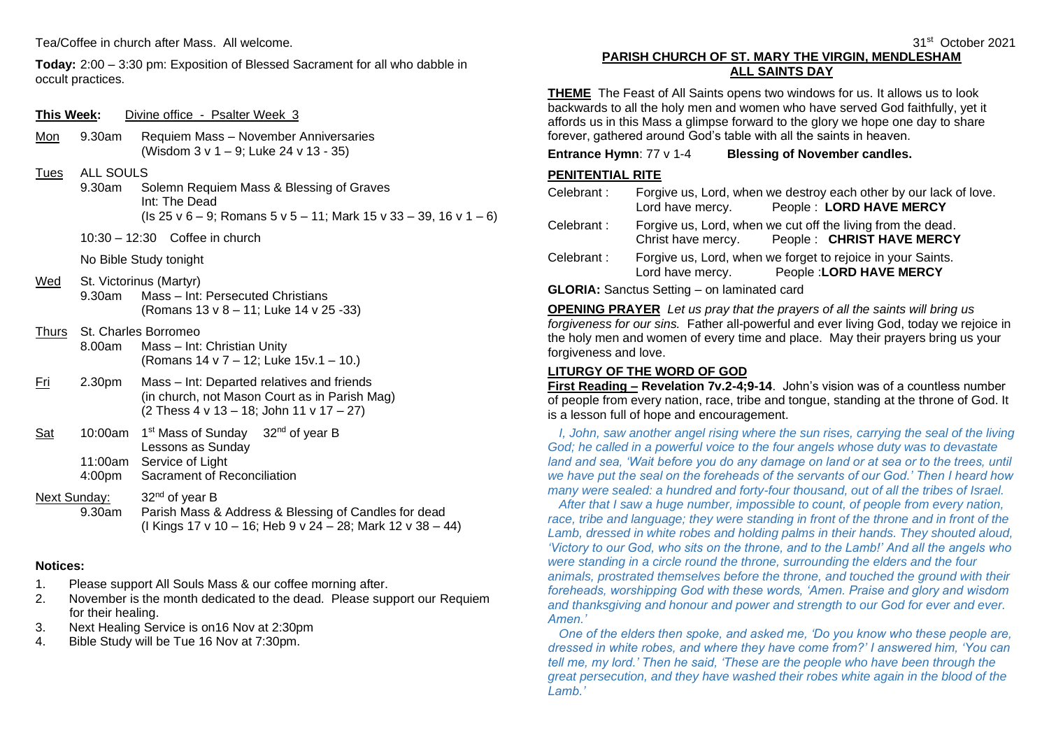Tea/Coffee in church after Mass. All welcome.

**Today:** 2:00 – 3:30 pm: Exposition of Blessed Sacrament for all who dabble in occult practices.

**This Week:** Divine office - Psalter Week 3

Mon 9.30am Requiem Mass – November Anniversaries
(Wisdom 3 v 1 – 9; Luke 24 v 13 - 35)

Tues ALL SOULS
9.30am Solemn Requiem Mass & Blessing of Graves
Int: The Dead
(Is 25 v 6 – 9; Romans 5 v 5 – 11; Mark 15 v 33 – 39, 16 v 1 – 6)

10:30 – 12:30 Coffee in church

No Bible Study tonight

Wed St. Victorinus (Martyr)
9.30am Mass – Int: Persecuted Christians
(Romans 13 v 8 – 11; Luke 14 v 25 -33)

Thurs St. Charles Borromeo
8.00am Mass – Int: Christian Unity
(Romans 14 v 7 – 12; Luke 15v.1 – 10.)

Fri 2.30pm Mass – Int: Departed relatives and friends
(in church, not Mason Court as in Parish Mag)
(2 Thess 4 v 13 – 18; John 11 v 17 – 27)

Sat 10:00am 1st Mass of Sunday 32nd of year B
Lessons as Sunday
11:00am Service of Light
4:00pm Sacrament of Reconciliation

Next Sunday: 32nd of year B
9.30am Parish Mass & Address & Blessing of Candles for dead
(I Kings 17 v 10 – 16; Heb 9 v 24 – 28; Mark 12 v 38 – 44)

**Notices:**

1. Please support All Souls Mass & our coffee morning after.
2. November is the month dedicated to the dead. Please support our Requiem for their healing.
3. Next Healing Service is on16 Nov at 2:30pm
4. Bible Study will be Tue 16 Nov at 7:30pm.

31st October 2021

## PARISH CHURCH OF ST. MARY THE VIRGIN, MENDLESHAM
## ALL SAINTS DAY

**THEME** The Feast of All Saints opens two windows for us. It allows us to look backwards to all the holy men and women who have served God faithfully, yet it affords us in this Mass a glimpse forward to the glory we hope one day to share forever, gathered around God's table with all the saints in heaven.

**Entrance Hymn**: 77 v 1-4 **Blessing of November candles.**

**PENITENTIAL RITE**

Celebrant : Forgive us, Lord, when we destroy each other by our lack of love.
Lord have mercy. People : **LORD HAVE MERCY**

Celebrant : Forgive us, Lord, when we cut off the living from the dead.
Christ have mercy. People : **CHRIST HAVE MERCY**

Celebrant : Forgive us, Lord, when we forget to rejoice in your Saints.
Lord have mercy. People :**LORD HAVE MERCY**

**GLORIA:** Sanctus Setting – on laminated card

**OPENING PRAYER** *Let us pray that the prayers of all the saints will bring us forgiveness for our sins.* Father all-powerful and ever living God, today we rejoice in the holy men and women of every time and place. May their prayers bring us your forgiveness and love.

**LITURGY OF THE WORD OF GOD**

**First Reading – Revelation 7v.2-4;9-14**. John's vision was of a countless number of people from every nation, race, tribe and tongue, standing at the throne of God. It is a lesson full of hope and encouragement.

*I, John, saw another angel rising where the sun rises, carrying the seal of the living God; he called in a powerful voice to the four angels whose duty was to devastate land and sea, 'Wait before you do any damage on land or at sea or to the trees, until we have put the seal on the foreheads of the servants of our God.' Then I heard how many were sealed: a hundred and forty-four thousand, out of all the tribes of Israel.*

*After that I saw a huge number, impossible to count, of people from every nation, race, tribe and language; they were standing in front of the throne and in front of the Lamb, dressed in white robes and holding palms in their hands. They shouted aloud, 'Victory to our God, who sits on the throne, and to the Lamb!' And all the angels who were standing in a circle round the throne, surrounding the elders and the four animals, prostrated themselves before the throne, and touched the ground with their foreheads, worshipping God with these words, 'Amen. Praise and glory and wisdom and thanksgiving and honour and power and strength to our God for ever and ever. Amen.'*

*One of the elders then spoke, and asked me, 'Do you know who these people are, dressed in white robes, and where they have come from?' I answered him, 'You can tell me, my lord.' Then he said, 'These are the people who have been through the great persecution, and they have washed their robes white again in the blood of the Lamb.'*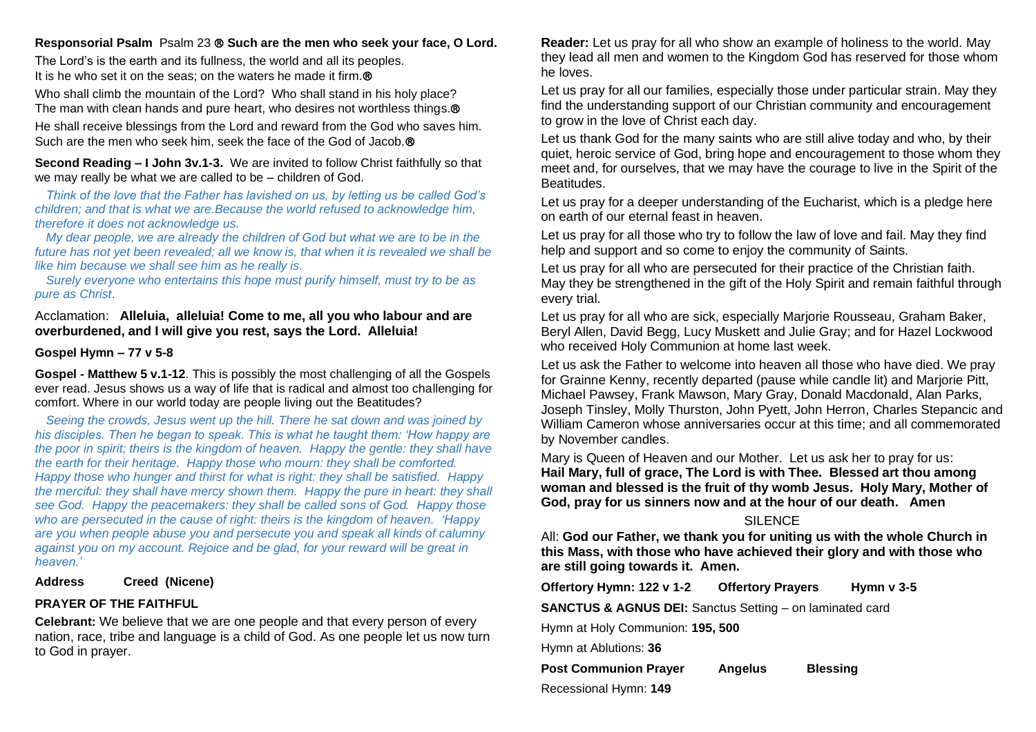**Responsorial Psalm** Psalm 23 ® **Such are the men who seek your face, O Lord.**

The Lord's is the earth and its fullness, the world and all its peoples.
It is he who set it on the seas; on the waters he made it firm.®

Who shall climb the mountain of the Lord? Who shall stand in his holy place?
The man with clean hands and pure heart, who desires not worthless things.®

He shall receive blessings from the Lord and reward from the God who saves him.
Such are the men who seek him, seek the face of the God of Jacob.®

**Second Reading – I John 3v.1-3.** We are invited to follow Christ faithfully so that we may really be what we are called to be – children of God.

*Think of the love that the Father has lavished on us, by letting us be called God's children; and that is what we are.Because the world refused to acknowledge him, therefore it does not acknowledge us.*

*My dear people, we are already the children of God but what we are to be in the future has not yet been revealed; all we know is, that when it is revealed we shall be like him because we shall see him as he really is.*

*Surely everyone who entertains this hope must purify himself, must try to be as pure as Christ.*

Acclamation: **Alleluia, alleluia! Come to me, all you who labour and are overburdened, and I will give you rest, says the Lord. Alleluia!**

**Gospel Hymn – 77 v 5-8**

**Gospel - Matthew 5 v.1-12**. This is possibly the most challenging of all the Gospels ever read. Jesus shows us a way of life that is radical and almost too challenging for comfort. Where in our world today are people living out the Beatitudes?

*Seeing the crowds, Jesus went up the hill. There he sat down and was joined by his disciples. Then he began to speak. This is what he taught them: 'How happy are the poor in spirit; theirs is the kingdom of heaven. Happy the gentle: they shall have the earth for their heritage. Happy those who mourn: they shall be comforted. Happy those who hunger and thirst for what is right: they shall be satisfied. Happy the merciful: they shall have mercy shown them. Happy the pure in heart: they shall see God. Happy the peacemakers: they shall be called sons of God. Happy those who are persecuted in the cause of right: theirs is the kingdom of heaven. 'Happy are you when people abuse you and persecute you and speak all kinds of calumny against you on my account. Rejoice and be glad, for your reward will be great in heaven.'*

**Address** **Creed (Nicene)**

**PRAYER OF THE FAITHFUL**

**Celebrant:** We believe that we are one people and that every person of every nation, race, tribe and language is a child of God. As one people let us now turn to God in prayer.

**Reader:** Let us pray for all who show an example of holiness to the world. May they lead all men and women to the Kingdom God has reserved for those whom he loves.

Let us pray for all our families, especially those under particular strain. May they find the understanding support of our Christian community and encouragement to grow in the love of Christ each day.

Let us thank God for the many saints who are still alive today and who, by their quiet, heroic service of God, bring hope and encouragement to those whom they meet and, for ourselves, that we may have the courage to live in the Spirit of the Beatitudes.

Let us pray for a deeper understanding of the Eucharist, which is a pledge here on earth of our eternal feast in heaven.

Let us pray for all those who try to follow the law of love and fail. May they find help and support and so come to enjoy the community of Saints.

Let us pray for all who are persecuted for their practice of the Christian faith. May they be strengthened in the gift of the Holy Spirit and remain faithful through every trial.

Let us pray for all who are sick, especially Marjorie Rousseau, Graham Baker, Beryl Allen, David Begg, Lucy Muskett and Julie Gray; and for Hazel Lockwood who received Holy Communion at home last week.

Let us ask the Father to welcome into heaven all those who have died. We pray for Grainne Kenny, recently departed (pause while candle lit) and Marjorie Pitt, Michael Pawsey, Frank Mawson, Mary Gray, Donald Macdonald, Alan Parks, Joseph Tinsley, Molly Thurston, John Pyett, John Herron, Charles Stepancic and William Cameron whose anniversaries occur at this time; and all commemorated by November candles.

Mary is Queen of Heaven and our Mother. Let us ask her to pray for us:
**Hail Mary, full of grace, The Lord is with Thee. Blessed art thou among woman and blessed is the fruit of thy womb Jesus. Holy Mary, Mother of God, pray for us sinners now and at the hour of our death. Amen**

SILENCE

All: **God our Father, we thank you for uniting us with the whole Church in this Mass, with those who have achieved their glory and with those who are still going towards it. Amen.**

**Offertory Hymn: 122 v 1-2** **Offertory Prayers** **Hymn v 3-5**

**SANCTUS & AGNUS DEI:** Sanctus Setting – on laminated card

Hymn at Holy Communion: **195, 500**

Hymn at Ablutions: **36**

**Post Communion Prayer** **Angelus** **Blessing**

Recessional Hymn: **149**